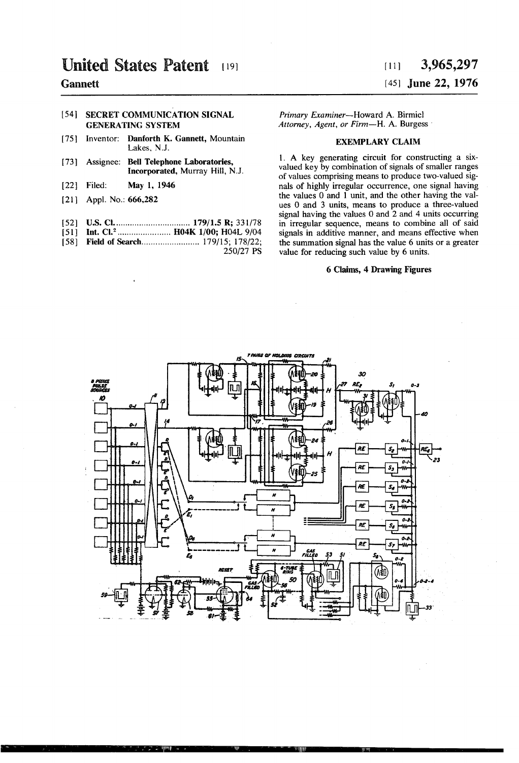# United States Patent [19]

**Gannett**

[11] **3,965,297**

[45] **June 22, 1976**

[54] **SECRET COMMUNICATION SIGNAL GENERATING SYSTEM**

[75] Inventor: **Danforth K. Gannett,** Mountain Lakes, N.J.

[73] Assignee: **Bell Telephone Laboratories, Incorporated,** Murray Hill, N.J.

[22] Filed: **May 1, 1946**

[21] Appl. No.: **666,282**

[52] **U.S. Cl.** ................................ **179/1.5 R;** 331/78

[51] **Int. Cl.**[2] ....................... **H04K 1/00;** H04L 9/04

[58] **Field of Search**......................... 179/15; 178/22; 250/27 PS

*Primary Examiner*—Howard A. Birmiel

*Attorney, Agent, or Firm*—H. A. Burgess

## EXEMPLARY CLAIM

1. A key generating circuit for constructing a six-valued key by combination of signals of smaller ranges of values comprising means to produce two-valued signals of highly irregular occurrence, one signal having the values 0 and 1 unit, and the other having the values 0 and 3 units, means to produce a three-valued signal having the values 0 and 2 and 4 units occurring in irregular sequence, means to combine all of said signals in additive manner, and means effective when the summation signal has the value 6 units or a greater value for reducing such value by 6 units.

**6 Claims, 4 Drawing Figures**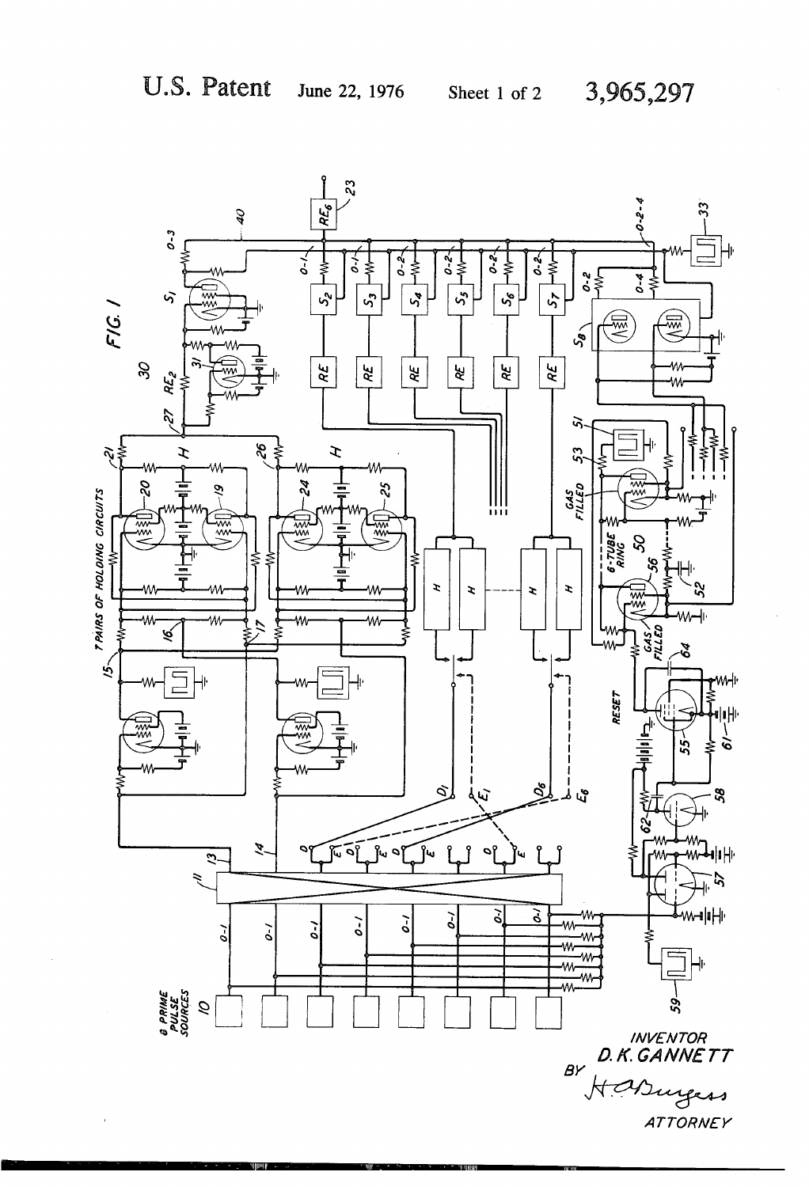FIG. 1

INVENTOR
D. K. GANNETT

BY H. A. Burgess

ATTORNEY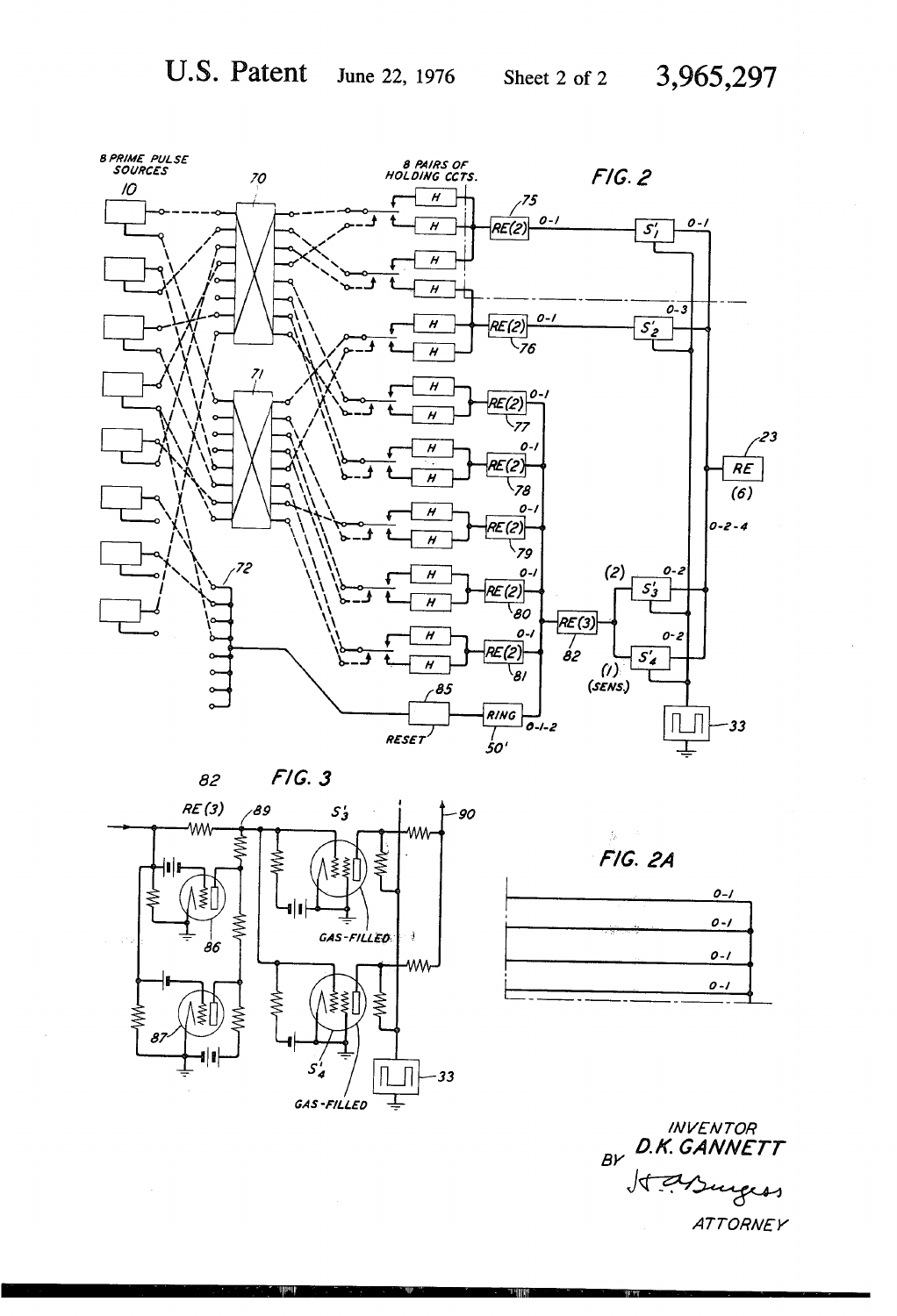FIG. 2

FIG. 3

FIG. 2A

INVENTOR
BY D.K. GANNETT

ATTORNEY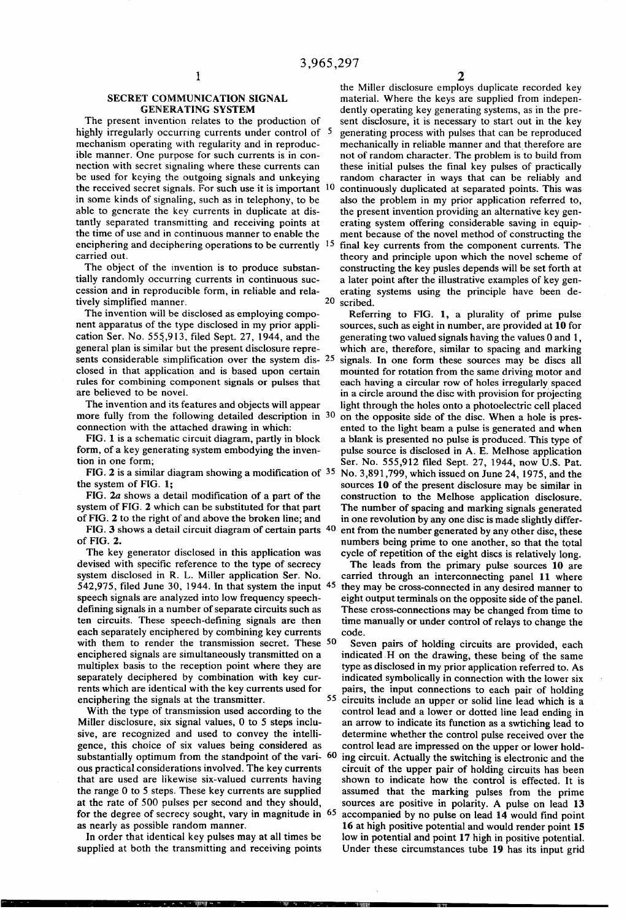# SECRET COMMUNICATION SIGNAL GENERATING SYSTEM

The present invention relates to the production of highly irregularly occurring currents under control of mechanism operating with regularity and in reproducible manner. One purpose for such currents is in connection with secret signaling where these currents can be used for keying the outgoing signals and unkeying the received secret signals. For such use it is important in some kinds of signaling, such as in telephony, to be able to generate the key currents in duplicate at distantly separated transmitting and receiving points at the time of use and in continuous manner to enable the enciphering and deciphering operations to be currently carried out.

The object of the invention is to produce substantially randomly occurring currents in continuous succession and in reproducible form, in reliable and relatively simplified manner.

The invention will be disclosed as employing component apparatus of the type disclosed in my prior application Ser. No. 555,913, filed Sept. 27, 1944, and the general plan is similar but the present disclosure represents considerable simplification over the system disclosed in that application and is based upon certain rules for combining component signals or pulses that are believed to be novel.

The invention and its features and objects will appear more fully from the following detailed description in connection with the attached drawing in which:

FIG. 1 is a schematic circuit diagram, partly in block form, of a key generating system embodying the invention in one form;

FIG. 2 is a similar diagram showing a modification of the system of FIG. 1;

FIG. 2a shows a detail modification of a part of the system of FIG. 2 which can be substituted for that part of FIG. 2 to the right of and above the broken line; and

FIG. 3 shows a detail circuit diagram of certain parts of FIG. 2.

The key generator disclosed in this application was devised with specific reference to the type of secrecy system disclosed in R. L. Miller application Ser. No. 542,975, filed June 30, 1944. In that system the input speech signals are analyzed into low frequency speech-defining signals in a number of separate circuits such as ten circuits. These speech-defining signals are then each separately enciphered by combining key currents with them to render the transmission secret. These enciphered signals are simultaneously transmitted on a multiplex basis to the reception point where they are separately deciphered by combination with key currents which are identical with the key currents used for enciphering the signals at the transmitter.

With the type of transmission used according to the Miller disclosure, six signal values, 0 to 5 steps inclusive, are recognized and used to convey the intelligence, this choice of six values being considered as substantially optimum from the standpoint of the various practical considerations involved. The key currents that are used are likewise six-valued currents having the range 0 to 5 steps. These key currents are supplied at the rate of 500 pulses per second and they should, for the degree of secrecy sought, vary in magnitude in as nearly as possible random manner.

In order that identical key pulses may at all times be supplied at both the transmitting and receiving points the Miller disclosure employs duplicate recorded key material. Where the keys are supplied from independently operating key generating systems, as in the present disclosure, it is necessary to start out in the key generating process with pulses that can be reproduced mechanically in reliable manner and that therefore are not of random character. The problem is to build from these initial pulses the final key pulses of practically random character in ways that can be reliably and continuously duplicated at separated points. This was also the problem in my prior application referred to, the present invention providing an alternative key generating system offering considerable saving in equipment because of the novel method of constructing the final key currents from the component currents. The theory and principle upon which the novel scheme of constructing the key pusles depends will be set forth at a later point after the illustrative examples of key generating systems using the principle have been described.

Referring to FIG. 1, a plurality of prime pulse sources, such as eight in number, are provided at **10** for generating two valued signals having the values 0 and 1, which are, therefore, similar to spacing and marking signals. In one form these sources may be discs all mounted for rotation from the same driving motor and each having a circular row of holes irregularly spaced in a circle around the disc with provision for projecting light through the holes onto a photoelectric cell placed on the opposite side of the disc. When a hole is presented to the light beam a pulse is generated and when a blank is presented no pulse is produced. This type of pulse source is disclosed in A. E. Melhose application Ser. No. 555,912 filed Sept. 27, 1944, now U.S. Pat. No. 3,891,799, which issued on June 24, 1975, and the sources **10** of the present disclosure may be similar in construction to the Melhose application disclosure. The number of spacing and marking signals generated in one revolution by any one disc is made slightly different from the number generated by any other disc, these numbers being prime to one another, so that the total cycle of repetition of the eight discs is relatively long.

The leads from the primary pulse sources **10** are carried through an interconnecting panel **11** where they may be cross-connected in any desired manner to eight output terminals on the opposite side of the panel. These cross-connections may be changed from time to time manually or under control of relays to change the code.

Seven pairs of holding circuits are provided, each indicated H on the drawing, these being of the same type as disclosed in my prior application referred to. As indicated symbolically in connection with the lower six pairs, the input connections to each pair of holding circuits include an upper or solid line lead which is a control lead and a lower or dotted line lead ending in an arrow to indicate its function as a swtiching lead to determine whether the control pulse received over the control lead are impressed on the upper or lower holding circuit. Actually the switching is electronic and the circuit of the upper pair of holding circuits has been shown to indicate how the control is effected. It is assumed that the marking pulses from the prime sources are positive in polarity. A pulse on lead **13** accompanied by no pulse on lead **14** would find point **16** at high positive potential and would render point **15** low in potential and point **17** high in positive potential. Under these circumstances tube **19** has its input grid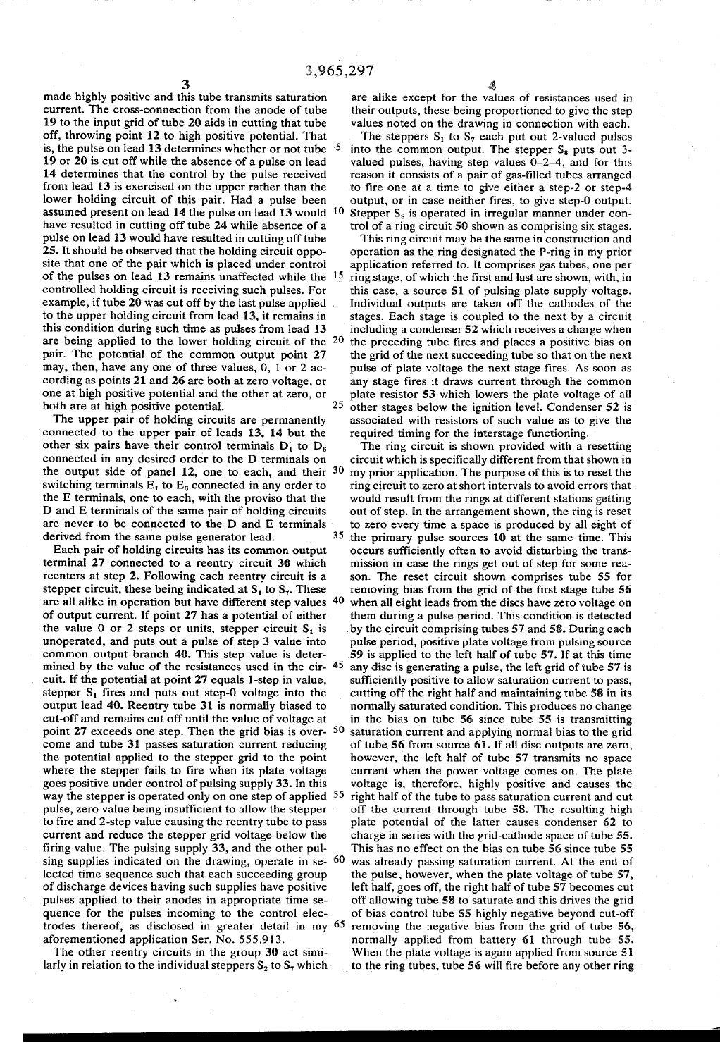made highly positive and this tube transmits saturation current. The cross-connection from the anode of tube 19 to the input grid of tube 20 aids in cutting that tube off, throwing point 12 to high positive potential. That is, the pulse on lead 13 determines whether or not tube 19 or 20 is cut off while the absence of a pulse on lead 14 determines that the control by the pulse received from lead 13 is exercised on the upper rather than the lower holding circuit of this pair. Had a pulse been assumed present on lead 14 the pulse on lead 13 would have resulted in cutting off tube 24 while absence of a pulse on lead 13 would have resulted in cutting off tube 25. It should be observed that the holding circuit opposite that one of the pair which is placed under control of the pulses on lead 13 remains unaffected while the controlled holding circuit is receiving such pulses. For example, if tube 20 was cut off by the last pulse applied to the upper holding circuit from lead 13, it remains in this condition during such time as pulses from lead 13 are being applied to the lower holding circuit of the pair. The potential of the common output point 27 may, then, have any one of three values, 0, 1 or 2 according as points 21 and 26 are both at zero voltage, or one at high positive potential and the other at zero, or both are at high positive potential.

The upper pair of holding circuits are permanently connected to the upper pair of leads 13, 14 but the other six pairs have their control terminals $D_1$ to $D_6$ connected in any desired order to the D terminals on the output side of panel 12, one to each, and their switching terminals $E_1$ to $E_6$ connected in any order to the E terminals, one to each, with the proviso that the D and E terminals of the same pair of holding circuits are never to be connected to the D and E terminals derived from the same pulse generator lead.

Each pair of holding circuits has its common output terminal 27 connected to a reentry circuit 30 which reenters at step 2. Following each reentry circuit is a stepper circuit, these being indicated at $S_1$ to $S_7$. These are all alike in operation but have different step values of output current. If point 27 has a potential of either the value 0 or 2 steps or units, stepper circuit $S_1$ is unoperated, and puts out a pulse of step 3 value into common output branch 40. This step value is determined by the value of the resistances used in the circuit. If the potential at point 27 equals 1-step in value, stepper $S_1$ fires and puts out step-0 voltage into the output lead 40. Reentry tube 31 is normally biased to cut-off and remains cut off until the value of voltage at point 27 exceeds one step. Then the grid bias is overcome and tube 31 passes saturation current reducing the potential applied to the stepper grid to the point where the stepper fails to fire when its plate voltage goes positive under control of pulsing supply 33. In this way the stepper is operated only on one step of applied pulse, zero value being insufficient to allow the stepper to fire and 2-step value causing the reentry tube to pass current and reduce the stepper grid voltage below the firing value. The pulsing supply 33, and the other pulsing supplies indicated on the drawing, operate in selected time sequence such that each succeeding group of discharge devices having such supplies have positive pulses applied to their anodes in appropriate time sequence for the pulses incoming to the control electrodes thereof, as disclosed in greater detail in my aforementioned application Ser. No. 555,913.

The other reentry circuits in the group 30 act similarly in relation to the individual steppers $S_2$ to $S_7$ which are alike except for the values of resistances used in their outputs, these being proportioned to give the step values noted on the drawing in connection with each.

The steppers $S_1$ to $S_7$ each put out 2-valued pulses into the common output. The stepper $S_8$ puts out 3-valued pulses, having step values 0–2–4, and for this reason it consists of a pair of gas-filled tubes arranged to fire one at a time to give either a step-2 or step-4 output, or in case neither fires, to give step-0 output. Stepper $S_8$ is operated in irregular manner under control of a ring circuit 50 shown as comprising six stages.

This ring circuit may be the same in construction and operation as the ring designated the P-ring in my prior application referred to. It comprises gas tubes, one per ring stage, of which the first and last are shown, with, in this case, a source 51 of pulsing plate supply voltage. Individual outputs are taken off the cathodes of the stages. Each stage is coupled to the next by a circuit including a condenser 52 which receives a charge when the preceding tube fires and places a positive bias on the grid of the next succeeding tube so that on the next pulse of plate voltage the next stage fires. As soon as any stage fires it draws current through the common plate resistor 53 which lowers the plate voltage of all other stages below the ignition level. Condenser 52 is associated with resistors of such value as to give the required timing for the interstage functioning.

The ring circuit is shown provided with a resetting circuit which is specifically different from that shown in my prior application. The purpose of this is to reset the ring circuit to zero at short intervals to avoid errors that would result from the rings at different stations getting out of step. In the arrangement shown, the ring is reset to zero every time a space is produced by all eight of the primary pulse sources 10 at the same time. This occurs sufficiently often to avoid disturbing the transmission in case the rings get out of step for some reason. The reset circuit shown comprises tube 55 for removing bias from the grid of the first stage tube 56 when all eight leads from the discs have zero voltage on them during a pulse period. This condition is detected by the circuit comprising tubes 57 and 58. During each pulse period, positive plate voltage from pulsing source 59 is applied to the left half of tube 57. If at this time any disc is generating a pulse, the left grid of tube 57 is sufficiently positive to allow saturation current to pass, cutting off the right half and maintaining tube 58 in its normally saturated condition. This produces no change in the bias on tube 56 since tube 55 is transmitting saturation current and applying normal bias to the grid of tube 56 from source 61. If all disc outputs are zero, however, the left half of tube 57 transmits no space current when the power voltage comes on. The plate voltage is, therefore, highly positive and causes the right half of the tube to pass saturation current and cut off the current through tube 58. The resulting high plate potential of the latter causes condenser 62 to charge in series with the grid-cathode space of tube 55. This has no effect on the bias on tube 56 since tube 55 was already passing saturation current. At the end of the pulse, however, when the plate voltage of tube 57, left half, goes off, the right half of tube 57 becomes cut off allowing tube 58 to saturate and this drives the grid of bias control tube 55 highly negative beyond cut-off removing the negative bias from the grid of tube 56, normally applied from battery 61 through tube 55. When the plate voltage is again applied from source 51 to the ring tubes, tube 56 will fire before any other ring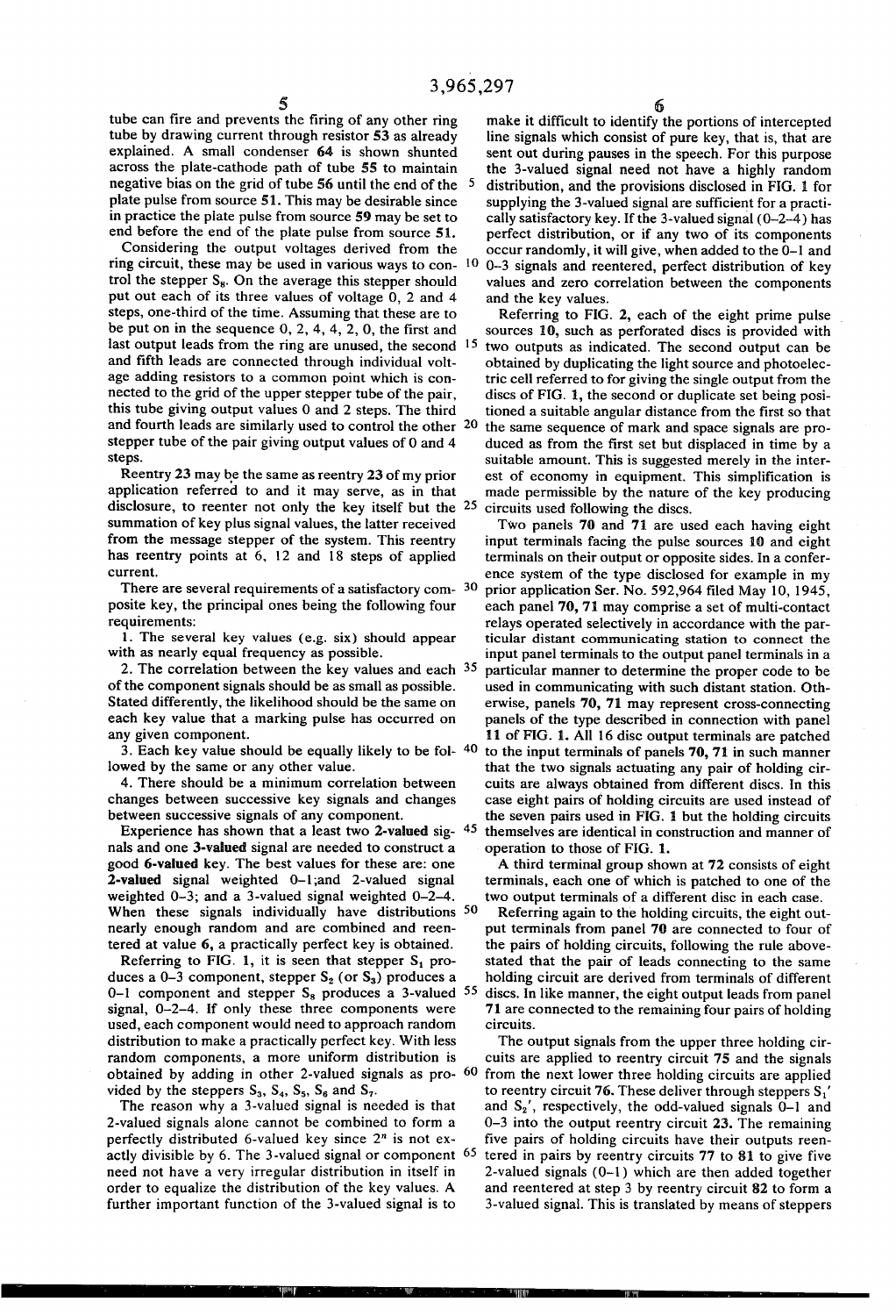tube can fire and prevents the firing of any other ring tube by drawing current through resistor 53 as already explained. A small condenser 64 is shown shunted across the plate-cathode path of tube 55 to maintain negative bias on the grid of tube 56 until the end of the plate pulse from source 51. This may be desirable since in practice the plate pulse from source 59 may be set to end before the end of the plate pulse from source 51.

Considering the output voltages derived from the ring circuit, these may be used in various ways to control the stepper $S_8$. On the average this stepper should put out each of its three values of voltage 0, 2 and 4 steps, one-third of the time. Assuming that these are to be put on in the sequence 0, 2, 4, 4, 2, 0, the first and last output leads from the ring are unused, the second and fifth leads are connected through individual voltage adding resistors to a common point which is connected to the grid of the upper stepper tube of the pair, this tube giving output values 0 and 2 steps. The third and fourth leads are similarly used to control the other stepper tube of the pair giving output values of 0 and 4 steps.

Reentry 23 may be the same as reentry 23 of my prior application referred to and it may serve, as in that disclosure, to reenter not only the key itself but the summation of key plus signal values, the latter received from the message stepper of the system. This reentry has reentry points at 6, 12 and 18 steps of applied current.

There are several requirements of a satisfactory composite key, the principal ones being the following four requirements:

1. The several key values (e.g. six) should appear with as nearly equal frequency as possible.
2. The correlation between the key values and each of the component signals should be as small as possible. Stated differently, the likelihood should be the same on each key value that a marking pulse has occurred on any given component.
3. Each key value should be equally likely to be followed by the same or any other value.
4. There should be a minimum correlation between changes between successive key signals and changes between successive signals of any component.

Experience has shown that a least two **2-valued** signals and one **3-valued** signal are needed to construct a good **6-valued** key. The best values for these are: one **2-valued** signal weighted 0–1;and 2-valued signal weighted 0–3; and a 3-valued signal weighted 0–2–4. When these signals individually have distributions nearly enough random and are combined and reentered at value 6, a practically perfect key is obtained.

Referring to FIG. 1, it is seen that stepper $S_1$ produces a 0–3 component, stepper $S_2$ (or $S_3$) produces a 0–1 component and stepper $S_8$ produces a 3-valued signal, 0–2–4. If only these three components were used, each component would need to approach random distribution to make a practically perfect key. With less random components, a more uniform distribution is obtained by adding in other 2-valued signals as provided by the steppers $S_3$, $S_4$, $S_5$, $S_6$ and $S_7$.

The reason why a 3-valued signal is needed is that 2-valued signals alone cannot be combined to form a perfectly distributed 6-valued key since $2^n$ is not exactly divisible by 6. The 3-valued signal or component need not have a very irregular distribution in itself in order to equalize the distribution of the key values. A further important function of the 3-valued signal is to make it difficult to identify the portions of intercepted line signals which consist of pure key, that is, that are sent out during pauses in the speech. For this purpose the 3-valued signal need not have a highly random distribution, and the provisions disclosed in FIG. 1 for supplying the 3-valued signal are sufficient for a practically satisfactory key. If the 3-valued signal (0–2–4) has perfect distribution, or if any two of its components occur randomly, it will give, when added to the 0–1 and 0–3 signals and reentered, perfect distribution of key values and zero correlation between the components and the key values.

Referring to FIG. 2, each of the eight prime pulse sources 10, such as perforated discs is provided with two outputs as indicated. The second output can be obtained by duplicating the light source and photoelectric cell referred to for giving the single output from the discs of FIG. 1, the second or duplicate set being positioned a suitable angular distance from the first so that the same sequence of mark and space signals are produced as from the first set but displaced in time by a suitable amount. This is suggested merely in the interest of economy in equipment. This simplification is made permissible by the nature of the key producing circuits used following the discs.

Two panels 70 and 71 are used each having eight input terminals facing the pulse sources 10 and eight terminals on their output or opposite sides. In a conference system of the type disclosed for example in my prior application Ser. No. 592,964 filed May 10, 1945, each panel 70, 71 may comprise a set of multi-contact relays operated selectively in accordance with the particular distant communicating station to connect the input panel terminals to the output panel terminals in a particular manner to determine the proper code to be used in communicating with such distant station. Otherwise, panels 70, 71 may represent cross-connecting panels of the type described in connection with panel 11 of FIG. 1. All 16 disc output terminals are patched to the input terminals of panels 70, 71 in such manner that the two signals actuating any pair of holding circuits are always obtained from different discs. In this case eight pairs of holding circuits are used instead of the seven pairs used in FIG. 1 but the holding circuits themselves are identical in construction and manner of operation to those of FIG. 1.

A third terminal group shown at 72 consists of eight terminals, each one of which is patched to one of the two output terminals of a different disc in each case.

Referring again to the holding circuits, the eight output terminals from panel 70 are connected to four of the pairs of holding circuits, following the rule abovestated that the pair of leads connecting to the same holding circuit are derived from terminals of different discs. In like manner, the eight output leads from panel 71 are connected to the remaining four pairs of holding circuits.

The output signals from the upper three holding circuits are applied to reentry circuit 75 and the signals from the next lower three holding circuits are applied to reentry circuit 76. These deliver through steppers $S_1'$ and $S_2'$, respectively, the odd-valued signals 0–1 and 0–3 into the output reentry circuit 23. The remaining five pairs of holding circuits have their outputs reentered in pairs by reentry circuits 77 to 81 to give five 2-valued signals (0–1) which are then added together and reentered at step 3 by reentry circuit 82 to form a 3-valued signal. This is translated by means of steppers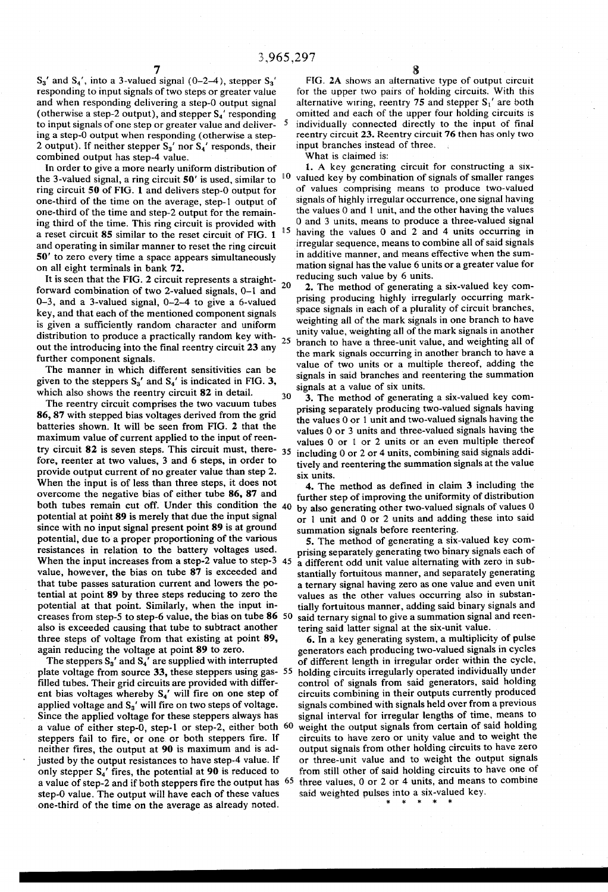$S_3'$ and $S_4'$, into a 3-valued signal (0–2–4), stepper $S_3'$ responding to input signals of two steps or greater value and when responding delivering a step-0 output signal (otherwise a step-2 output), and stepper $S_4'$ responding to input signals of one step or greater value and delivering a step-0 output when responding (otherwise a step-2 output). If neither stepper $S_3'$ nor $S_4'$ responds, their combined output has step-4 value.

In order to give a more nearly uniform distribution of the 3-valued signal, a ring circuit **50'** is used, similar to ring circuit **50** of FIG. **1** and delivers step-0 output for one-third of the time on the average, step-1 output of one-third of the time and step-2 output for the remaining third of the time. This ring circuit is provided with a reset circuit **85** similar to the reset circuit of FIG. **1** and operating in similar manner to reset the ring circuit **50'** to zero every time a space appears simultaneously on all eight terminals in bank **72.**

It is seen that the FIG. 2 circuit represents a straightforward combination of two 2-valued signals, 0–1 and 0–3, and a 3-valued signal, 0–2–4 to give a 6-valued key, and that each of the mentioned component signals is given a sufficiently random character and uniform distribution to produce a practically random key without the introducing into the final reentry circuit **23** any further component signals.

The manner in which different sensitivities can be given to the steppers $S_3'$ and $S_4'$ is indicated in FIG. **3,** which also shows the reentry circuit **82** in detail.

The reentry circuit comprises the two vacuum tubes **86, 87** with stepped bias voltages derived from the grid batteries shown. It will be seen from FIG. 2 that the maximum value of current applied to the input of reentry circuit **82** is seven steps. This circuit must, therefore, reenter at two values, 3 and 6 steps, in order to provide output current of no greater value than step 2. When the input is of less than three steps, it does not overcome the negative bias of either tube **86, 87** and both tubes remain cut off. Under this condition the potential at point **89** is merely that due the input signal since with no input signal present point **89** is at ground potential, due to a proper proportioning of the various resistances in relation to the battery voltages used. When the input increases from a step-2 value to step-3 value, however, the bias on tube **87** is exceeded and that tube passes saturation current and lowers the potential at point **89** by three steps reducing to zero the potential at that point. Similarly, when the input increases from step-5 to step-6 value, the bias on tube **86** also is exceeded causing that tube to subtract another three steps of voltage from that existing at point **89,** again reducing the voltage at point **89** to zero.

The steppers $S_3'$ and $S_4'$ are supplied with interrupted plate voltage from source **33**, these steppers using gas-filled tubes. Their grid circuits are provided with different bias voltages whereby $S_4'$ will fire on one step of applied voltage and $S_3'$ will fire on two steps of voltage. Since the applied voltage for these steppers always has a value of either step-0, step-1 or step-2, either both steppers fail to fire, or one or both steppers fire. If neither fires, the output at **90** is maximum and is adjusted by the output resistances to have step-4 value. If only stepper $S_4'$ fires, the potential at **90** is reduced to a value of step-2 and if both steppers fire the output has step-0 value. The output will have each of these values one-third of the time on the average as already noted.

FIG. **2A** shows an alternative type of output circuit for the upper two pairs of holding circuits. With this alternative wiring, reentry **75** and stepper $S_1'$ are both omitted and each of the upper four holding circuits is individually connected directly to the input of final reentry circuit **23.** Reentry circuit **76** then has only two input branches instead of three.

What is claimed is:

1. A key generating circuit for constructing a six-valued key by combination of signals of smaller ranges of values comprising means to produce two-valued signals of highly irregular occurrence, one signal having the values 0 and 1 unit, and the other having the values 0 and 3 units, means to produce a three-valued signal having the values 0 and 2 and 4 units occurring in irregular sequence, means to combine all of said signals in additive manner, and means effective when the summation signal has the value 6 units or a greater value for reducing such value by 6 units.

2. The method of generating a six-valued key comprising producing highly irregularly occurring mark-space signals in each of a plurality of circuit branches, weighting all of the mark signals in one branch to have unity value, weighting all of the mark signals in another branch to have a three-unit value, and weighting all of the mark signals occurring in another branch to have a value of two units or a multiple thereof, adding the signals in said branches and reentering the summation signals at a value of six units.

3. The method of generating a six-valued key comprising separately producing two-valued signals having the values 0 or 1 unit and two-valued signals having the values 0 or 3 units and three-valued signals having the values 0 or 1 or 2 units or an even multiple thereof including 0 or 2 or 4 units, combining said signals additively and reentering the summation signals at the value six units.

4. The method as defined in claim **3** including the further step of improving the uniformity of distribution by also generating other two-valued signals of values 0 or 1 unit and 0 or 2 units and adding these into said summation signals before reentering.

5. The method of generating a six-valued key comprising separately generating two binary signals each of a different odd unit value alternating with zero in substantially fortuitous manner, and separately generating a ternary signal having zero as one value and even unit values as the other values occurring also in substantially fortuitous manner, adding said binary signals and said ternary signal to give a summation signal and reentering said latter signal at the six-unit value.

6. In a key generating system, a multiplicity of pulse generators each producing two-valued signals in cycles of different length in irregular order within the cycle, holding circuits irregularly operated individually under control of signals from said generators, said holding circuits combining in their outputs currently produced signals combined with signals held over from a previous signal interval for irregular lengths of time, means to weight the output signals from certain of said holding circuits to have zero or unity value and to weight the output signals from other holding circuits to have zero or three-unit value and to weight the output signals from still other of said holding circuits to have one of three values, 0 or 2 or 4 units, and means to combine said weighted pulses into a six-valued key.

* * * * *